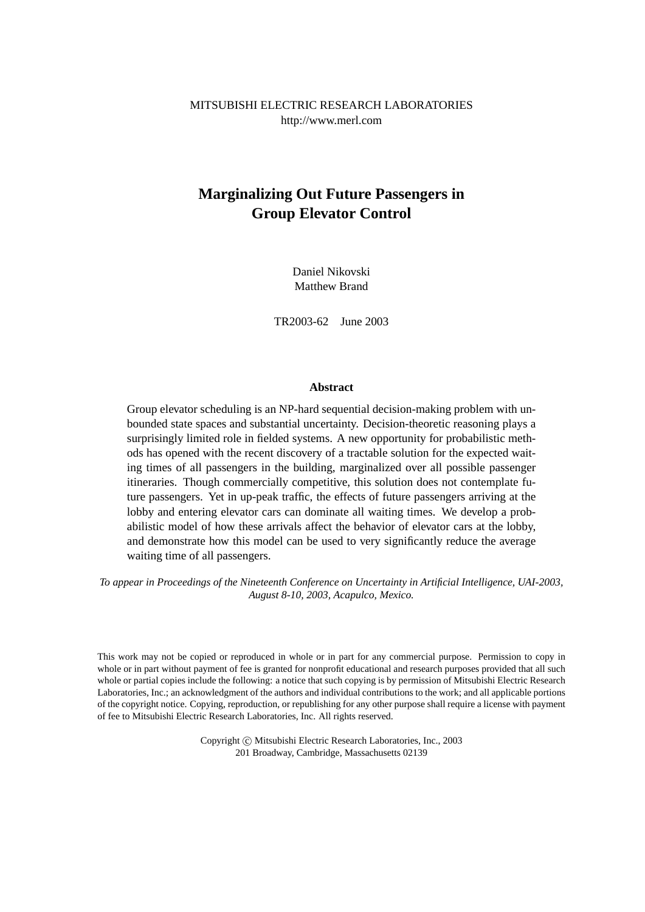MITSUBISHI ELECTRIC RESEARCH LABORATORIES
http://www.merl.com

# Marginalizing Out Future Passengers in Group Elevator Control

Daniel Nikovski
Matthew Brand

TR2003-62 June 2003

## Abstract

Group elevator scheduling is an NP-hard sequential decision-making problem with unbounded state spaces and substantial uncertainty. Decision-theoretic reasoning plays a surprisingly limited role in fielded systems. A new opportunity for probabilistic methods has opened with the recent discovery of a tractable solution for the expected waiting times of all passengers in the building, marginalized over all possible passenger itineraries. Though commercially competitive, this solution does not contemplate future passengers. Yet in up-peak traffic, the effects of future passengers arriving at the lobby and entering elevator cars can dominate all waiting times. We develop a probabilistic model of how these arrivals affect the behavior of elevator cars at the lobby, and demonstrate how this model can be used to very significantly reduce the average waiting time of all passengers.

*To appear in Proceedings of the Nineteenth Conference on Uncertainty in Artificial Intelligence, UAI-2003, August 8-10, 2003, Acapulco, Mexico.*

This work may not be copied or reproduced in whole or in part for any commercial purpose. Permission to copy in whole or in part without payment of fee is granted for nonprofit educational and research purposes provided that all such whole or partial copies include the following: a notice that such copying is by permission of Mitsubishi Electric Research Laboratories, Inc.; an acknowledgment of the authors and individual contributions to the work; and all applicable portions of the copyright notice. Copying, reproduction, or republishing for any other purpose shall require a license with payment of fee to Mitsubishi Electric Research Laboratories, Inc. All rights reserved.

Copyright © Mitsubishi Electric Research Laboratories, Inc., 2003
201 Broadway, Cambridge, Massachusetts 02139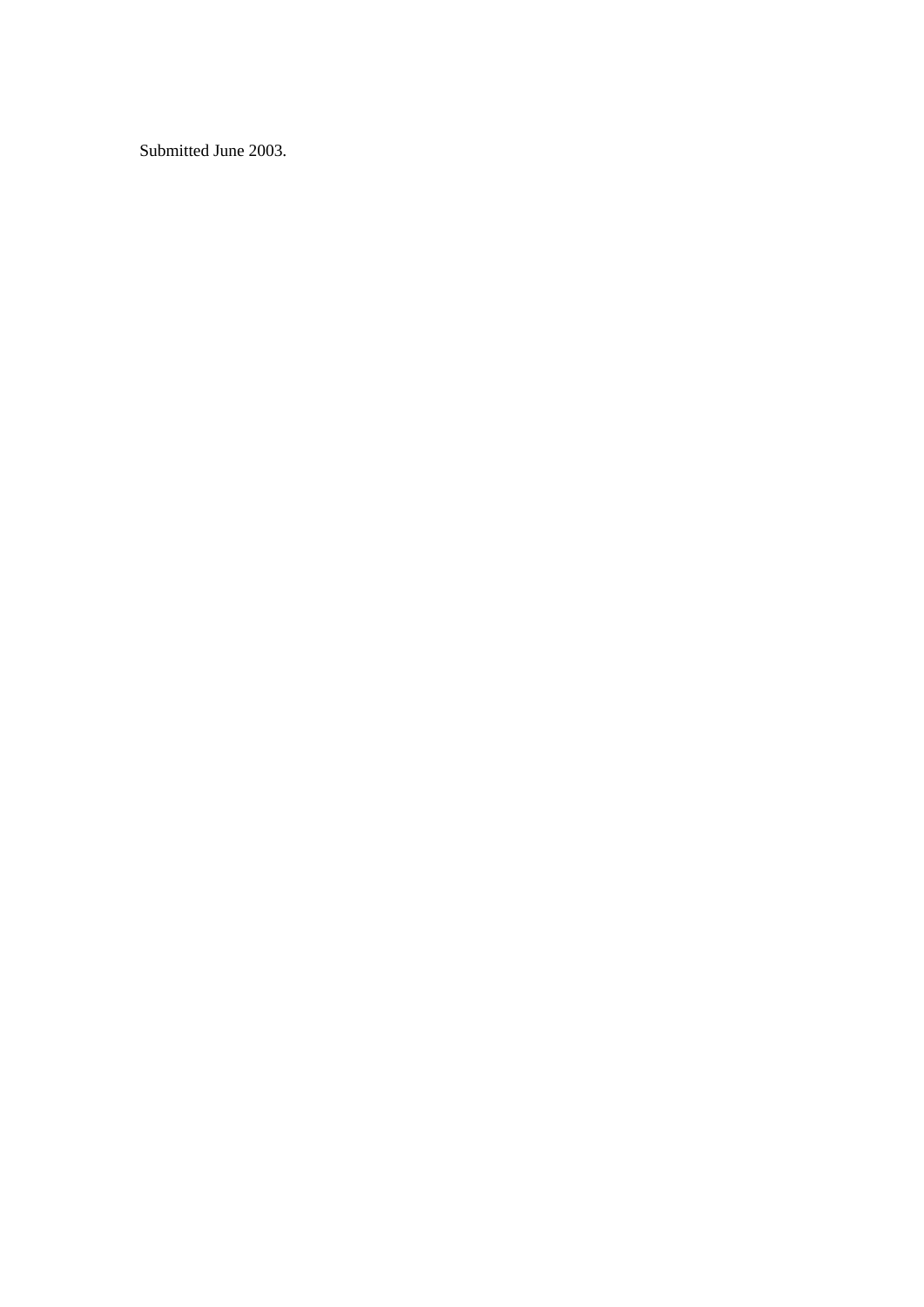Submitted June 2003.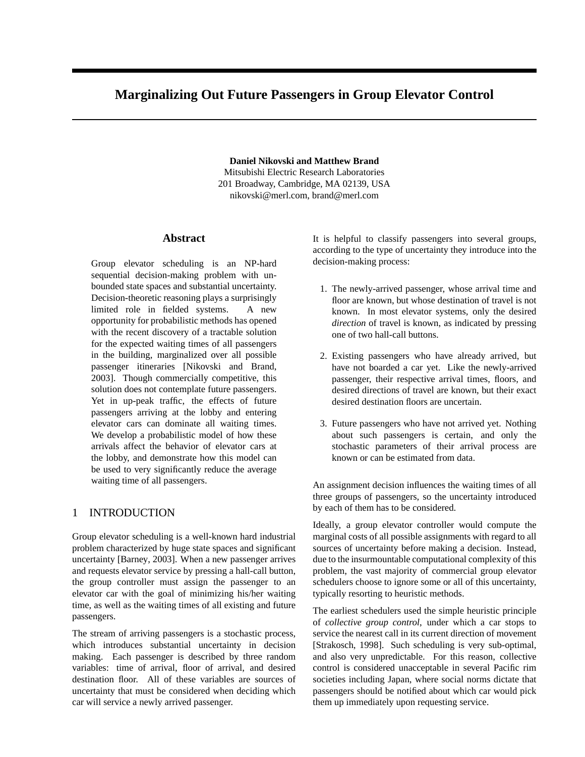# Marginalizing Out Future Passengers in Group Elevator Control

**Daniel Nikovski and Matthew Brand**
Mitsubishi Electric Research Laboratories
201 Broadway, Cambridge, MA 02139, USA
nikovski@merl.com, brand@merl.com

## Abstract

Group elevator scheduling is an NP-hard sequential decision-making problem with unbounded state spaces and substantial uncertainty. Decision-theoretic reasoning plays a surprisingly limited role in fielded systems. A new opportunity for probabilistic methods has opened with the recent discovery of a tractable solution for the expected waiting times of all passengers in the building, marginalized over all possible passenger itineraries [Nikovski and Brand, 2003]. Though commercially competitive, this solution does not contemplate future passengers. Yet in up-peak traffic, the effects of future passengers arriving at the lobby and entering elevator cars can dominate all waiting times. We develop a probabilistic model of how these arrivals affect the behavior of elevator cars at the lobby, and demonstrate how this model can be used to very significantly reduce the average waiting time of all passengers.

## 1 INTRODUCTION

Group elevator scheduling is a well-known hard industrial problem characterized by huge state spaces and significant uncertainty [Barney, 2003]. When a new passenger arrives and requests elevator service by pressing a hall-call button, the group controller must assign the passenger to an elevator car with the goal of minimizing his/her waiting time, as well as the waiting times of all existing and future passengers.

The stream of arriving passengers is a stochastic process, which introduces substantial uncertainty in decision making. Each passenger is described by three random variables: time of arrival, floor of arrival, and desired destination floor. All of these variables are sources of uncertainty that must be considered when deciding which car will service a newly arrived passenger.

It is helpful to classify passengers into several groups, according to the type of uncertainty they introduce into the decision-making process:

1. The newly-arrived passenger, whose arrival time and floor are known, but whose destination of travel is not known. In most elevator systems, only the desired *direction* of travel is known, as indicated by pressing one of two hall-call buttons.
2. Existing passengers who have already arrived, but have not boarded a car yet. Like the newly-arrived passenger, their respective arrival times, floors, and desired directions of travel are known, but their exact desired destination floors are uncertain.
3. Future passengers who have not arrived yet. Nothing about such passengers is certain, and only the stochastic parameters of their arrival process are known or can be estimated from data.

An assignment decision influences the waiting times of all three groups of passengers, so the uncertainty introduced by each of them has to be considered.

Ideally, a group elevator controller would compute the marginal costs of all possible assignments with regard to all sources of uncertainty before making a decision. Instead, due to the insurmountable computational complexity of this problem, the vast majority of commercial group elevator schedulers choose to ignore some or all of this uncertainty, typically resorting to heuristic methods.

The earliest schedulers used the simple heuristic principle of *collective group control*, under which a car stops to service the nearest call in its current direction of movement [Strakosch, 1998]. Such scheduling is very sub-optimal, and also very unpredictable. For this reason, collective control is considered unacceptable in several Pacific rim societies including Japan, where social norms dictate that passengers should be notified about which car would pick them up immediately upon requesting service.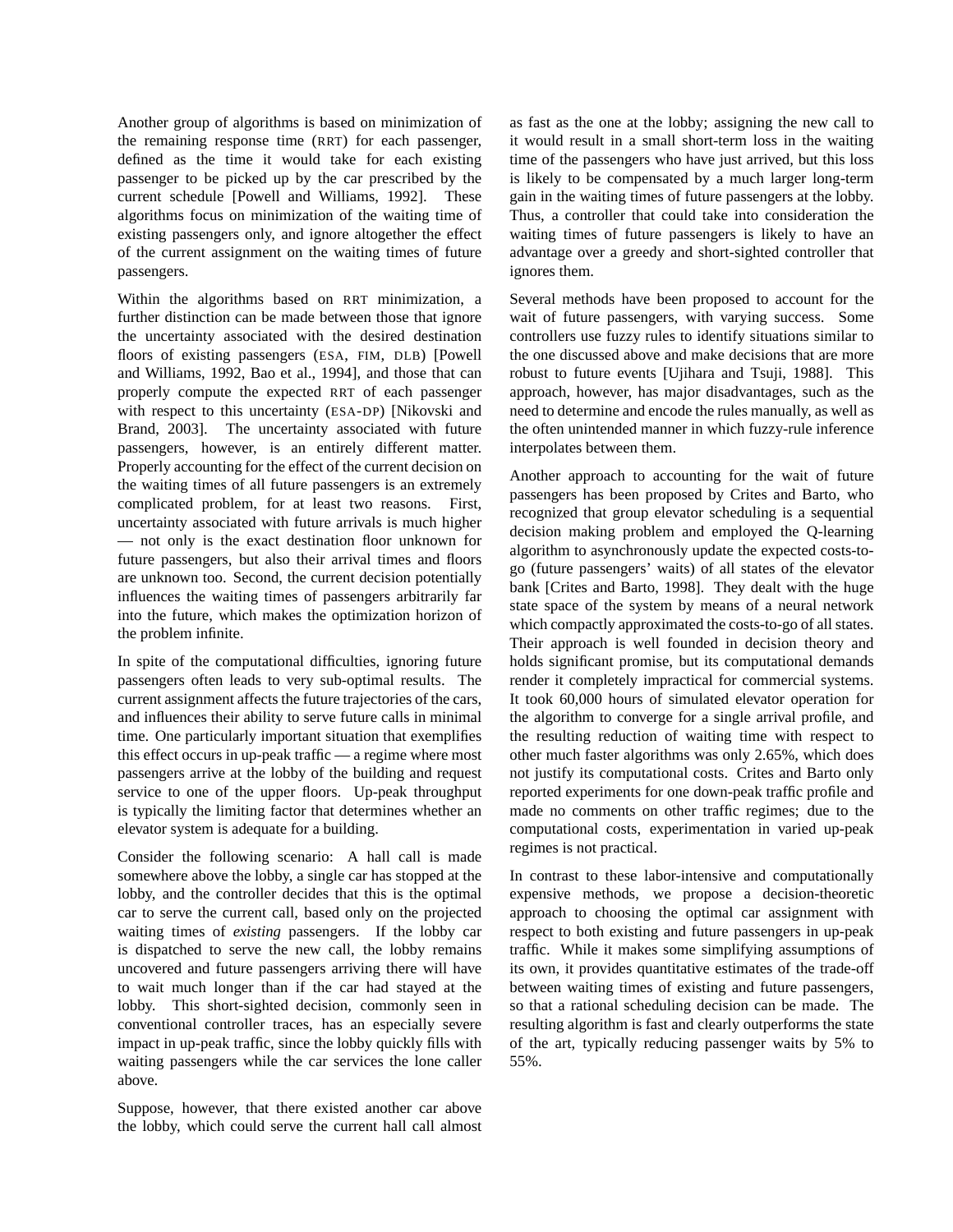Another group of algorithms is based on minimization of the remaining response time (RRT) for each passenger, defined as the time it would take for each existing passenger to be picked up by the car prescribed by the current schedule [Powell and Williams, 1992]. These algorithms focus on minimization of the waiting time of existing passengers only, and ignore altogether the effect of the current assignment on the waiting times of future passengers.

Within the algorithms based on RRT minimization, a further distinction can be made between those that ignore the uncertainty associated with the desired destination floors of existing passengers (ESA, FIM, DLB) [Powell and Williams, 1992, Bao et al., 1994], and those that can properly compute the expected RRT of each passenger with respect to this uncertainty (ESA-DP) [Nikovski and Brand, 2003]. The uncertainty associated with future passengers, however, is an entirely different matter. Properly accounting for the effect of the current decision on the waiting times of all future passengers is an extremely complicated problem, for at least two reasons. First, uncertainty associated with future arrivals is much higher — not only is the exact destination floor unknown for future passengers, but also their arrival times and floors are unknown too. Second, the current decision potentially influences the waiting times of passengers arbitrarily far into the future, which makes the optimization horizon of the problem infinite.

In spite of the computational difficulties, ignoring future passengers often leads to very sub-optimal results. The current assignment affects the future trajectories of the cars, and influences their ability to serve future calls in minimal time. One particularly important situation that exemplifies this effect occurs in up-peak traffic — a regime where most passengers arrive at the lobby of the building and request service to one of the upper floors. Up-peak throughput is typically the limiting factor that determines whether an elevator system is adequate for a building.

Consider the following scenario: A hall call is made somewhere above the lobby, a single car has stopped at the lobby, and the controller decides that this is the optimal car to serve the current call, based only on the projected waiting times of *existing* passengers. If the lobby car is dispatched to serve the new call, the lobby remains uncovered and future passengers arriving there will have to wait much longer than if the car had stayed at the lobby. This short-sighted decision, commonly seen in conventional controller traces, has an especially severe impact in up-peak traffic, since the lobby quickly fills with waiting passengers while the car services the lone caller above.

Suppose, however, that there existed another car above the lobby, which could serve the current hall call almost as fast as the one at the lobby; assigning the new call to it would result in a small short-term loss in the waiting time of the passengers who have just arrived, but this loss is likely to be compensated by a much larger long-term gain in the waiting times of future passengers at the lobby. Thus, a controller that could take into consideration the waiting times of future passengers is likely to have an advantage over a greedy and short-sighted controller that ignores them.

Several methods have been proposed to account for the wait of future passengers, with varying success. Some controllers use fuzzy rules to identify situations similar to the one discussed above and make decisions that are more robust to future events [Ujihara and Tsuji, 1988]. This approach, however, has major disadvantages, such as the need to determine and encode the rules manually, as well as the often unintended manner in which fuzzy-rule inference interpolates between them.

Another approach to accounting for the wait of future passengers has been proposed by Crites and Barto, who recognized that group elevator scheduling is a sequential decision making problem and employed the Q-learning algorithm to asynchronously update the expected costs-to-go (future passengers' waits) of all states of the elevator bank [Crites and Barto, 1998]. They dealt with the huge state space of the system by means of a neural network which compactly approximated the costs-to-go of all states. Their approach is well founded in decision theory and holds significant promise, but its computational demands render it completely impractical for commercial systems. It took 60,000 hours of simulated elevator operation for the algorithm to converge for a single arrival profile, and the resulting reduction of waiting time with respect to other much faster algorithms was only 2.65%, which does not justify its computational costs. Crites and Barto only reported experiments for one down-peak traffic profile and made no comments on other traffic regimes; due to the computational costs, experimentation in varied up-peak regimes is not practical.

In contrast to these labor-intensive and computationally expensive methods, we propose a decision-theoretic approach to choosing the optimal car assignment with respect to both existing and future passengers in up-peak traffic. While it makes some simplifying assumptions of its own, it provides quantitative estimates of the trade-off between waiting times of existing and future passengers, so that a rational scheduling decision can be made. The resulting algorithm is fast and clearly outperforms the state of the art, typically reducing passenger waits by 5% to 55%.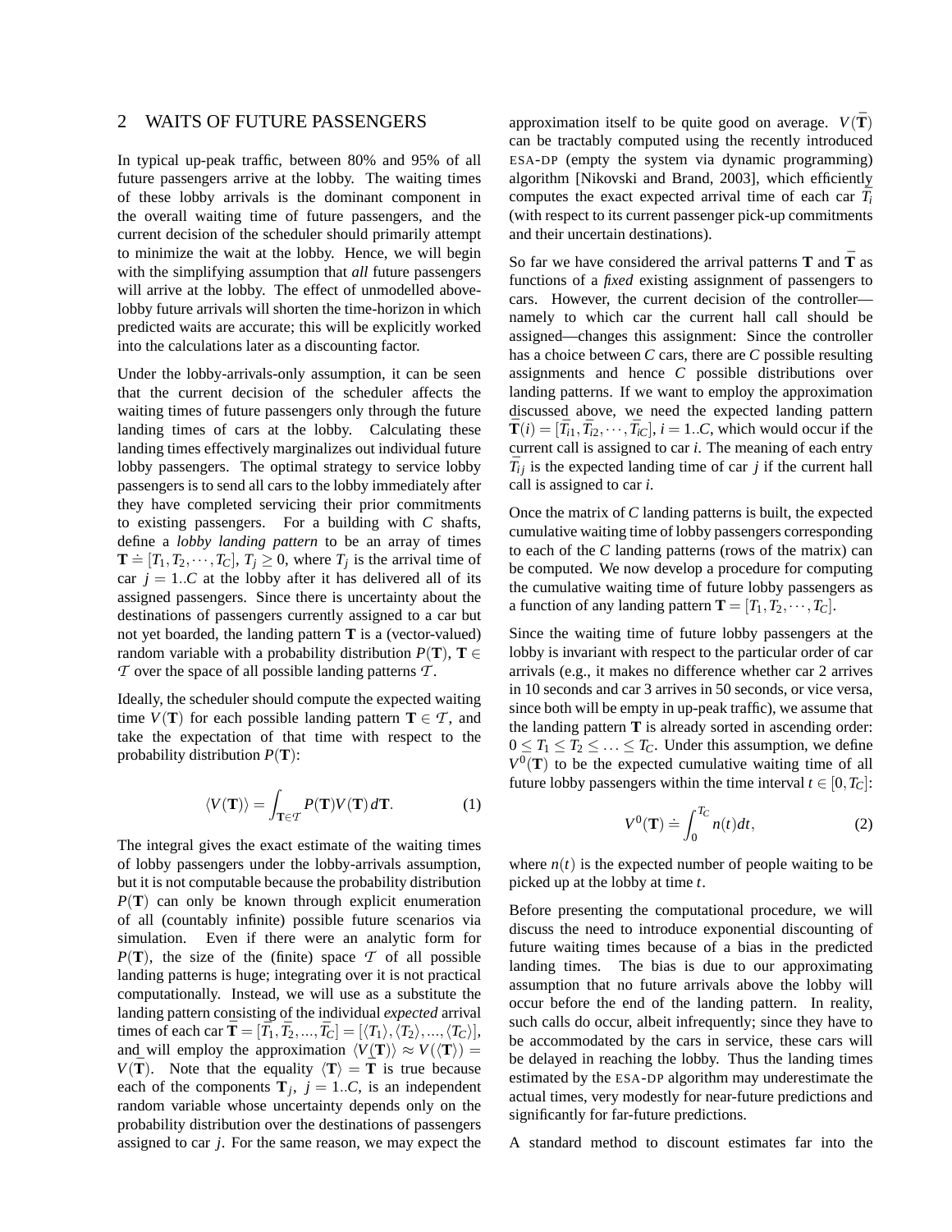## 2 WAITS OF FUTURE PASSENGERS

In typical up-peak traffic, between 80% and 95% of all future passengers arrive at the lobby. The waiting times of these lobby arrivals is the dominant component in the overall waiting time of future passengers, and the current decision of the scheduler should primarily attempt to minimize the wait at the lobby. Hence, we will begin with the simplifying assumption that *all* future passengers will arrive at the lobby. The effect of unmodelled above-lobby future arrivals will shorten the time-horizon in which predicted waits are accurate; this will be explicitly worked into the calculations later as a discounting factor.

Under the lobby-arrivals-only assumption, it can be seen that the current decision of the scheduler affects the waiting times of future passengers only through the future landing times of cars at the lobby. Calculating these landing times effectively marginalizes out individual future lobby passengers. The optimal strategy to service lobby passengers is to send all cars to the lobby immediately after they have completed servicing their prior commitments to existing passengers. For a building with $C$ shafts, define a *lobby landing pattern* to be an array of times $\mathbf{T} \doteq [T_1, T_2, \cdots, T_C]$, $T_j \geq 0$, where $T_j$ is the arrival time of car $j = 1..C$ at the lobby after it has delivered all of its assigned passengers. Since there is uncertainty about the destinations of passengers currently assigned to a car but not yet boarded, the landing pattern $\mathbf{T}$ is a (vector-valued) random variable with a probability distribution $P(\mathbf{T})$, $\mathbf{T} \in \mathcal{T}$ over the space of all possible landing patterns $\mathcal{T}$.

Ideally, the scheduler should compute the expected waiting time $V(\mathbf{T})$ for each possible landing pattern $\mathbf{T} \in \mathcal{T}$, and take the expectation of that time with respect to the probability distribution $P(\mathbf{T})$:

$$\langle V(\mathbf{T}) \rangle = \int_{\mathbf{T} \in \mathcal{T}} P(\mathbf{T}) V(\mathbf{T})\, d\mathbf{T}. \tag{1}$$

The integral gives the exact estimate of the waiting times of lobby passengers under the lobby-arrivals assumption, but it is not computable because the probability distribution $P(\mathbf{T})$ can only be known through explicit enumeration of all (countably infinite) possible future scenarios via simulation. Even if there were an analytic form for $P(\mathbf{T})$, the size of the (finite) space $\mathcal{T}$ of all possible landing patterns is huge; integrating over it is not practical computationally. Instead, we will use as a substitute the landing pattern consisting of the individual *expected* arrival times of each car $\bar{\mathbf{T}} = [\bar{T}_1, \bar{T}_2, ..., \bar{T}_C] = [\langle T_1 \rangle, \langle T_2 \rangle, ..., \langle T_C \rangle]$, and will employ the approximation $\langle V(\mathbf{T}) \rangle \approx V(\langle \mathbf{T} \rangle) = V(\bar{\mathbf{T}})$. Note that the equality $\langle \mathbf{T} \rangle = \bar{\mathbf{T}}$ is true because each of the components $\mathbf{T}_j$, $j = 1..C$, is an independent random variable whose uncertainty depends only on the probability distribution over the destinations of passengers assigned to car $j$. For the same reason, we may expect the approximation itself to be quite good on average. $V(\bar{\mathbf{T}})$ can be tractably computed using the recently introduced ESA-DP (empty the system via dynamic programming) algorithm [Nikovski and Brand, 2003], which efficiently computes the exact expected arrival time of each car $\bar{T}_i$ (with respect to its current passenger pick-up commitments and their uncertain destinations).

So far we have considered the arrival patterns $\mathbf{T}$ and $\bar{\mathbf{T}}$ as functions of a *fixed* existing assignment of passengers to cars. However, the current decision of the controller—namely to which car the current hall call should be assigned—changes this assignment: Since the controller has a choice between $C$ cars, there are $C$ possible resulting assignments and hence $C$ possible distributions over landing patterns. If we want to employ the approximation discussed above, we need the expected landing pattern $\bar{\mathbf{T}}(i) = [\bar{T}_{i1}, \bar{T}_{i2}, \cdots, \bar{T}_{iC}]$, $i = 1..C$, which would occur if the current call is assigned to car $i$. The meaning of each entry $\bar{T}_{ij}$ is the expected landing time of car $j$ if the current hall call is assigned to car $i$.

Once the matrix of $C$ landing patterns is built, the expected cumulative waiting time of lobby passengers corresponding to each of the $C$ landing patterns (rows of the matrix) can be computed. We now develop a procedure for computing the cumulative waiting time of future lobby passengers as a function of any landing pattern $\mathbf{T} = [T_1, T_2, \cdots, T_C]$.

Since the waiting time of future lobby passengers at the lobby is invariant with respect to the particular order of car arrivals (e.g., it makes no difference whether car 2 arrives in 10 seconds and car 3 arrives in 50 seconds, or vice versa, since both will be empty in up-peak traffic), we assume that the landing pattern $\mathbf{T}$ is already sorted in ascending order: $0 \leq T_1 \leq T_2 \leq \ldots \leq T_C$. Under this assumption, we define $V^0(\mathbf{T})$ to be the expected cumulative waiting time of all future lobby passengers within the time interval $t \in [0, T_C]$:

$$V^0(\mathbf{T}) \doteq \int_0^{T_C} n(t) dt, \tag{2}$$

where $n(t)$ is the expected number of people waiting to be picked up at the lobby at time $t$.

Before presenting the computational procedure, we will discuss the need to introduce exponential discounting of future waiting times because of a bias in the predicted landing times. The bias is due to our approximating assumption that no future arrivals above the lobby will occur before the end of the landing pattern. In reality, such calls do occur, albeit infrequently; since they have to be accommodated by the cars in service, these cars will be delayed in reaching the lobby. Thus the landing times estimated by the ESA-DP algorithm may underestimate the actual times, very modestly for near-future predictions and significantly for far-future predictions.

A standard method to discount estimates far into the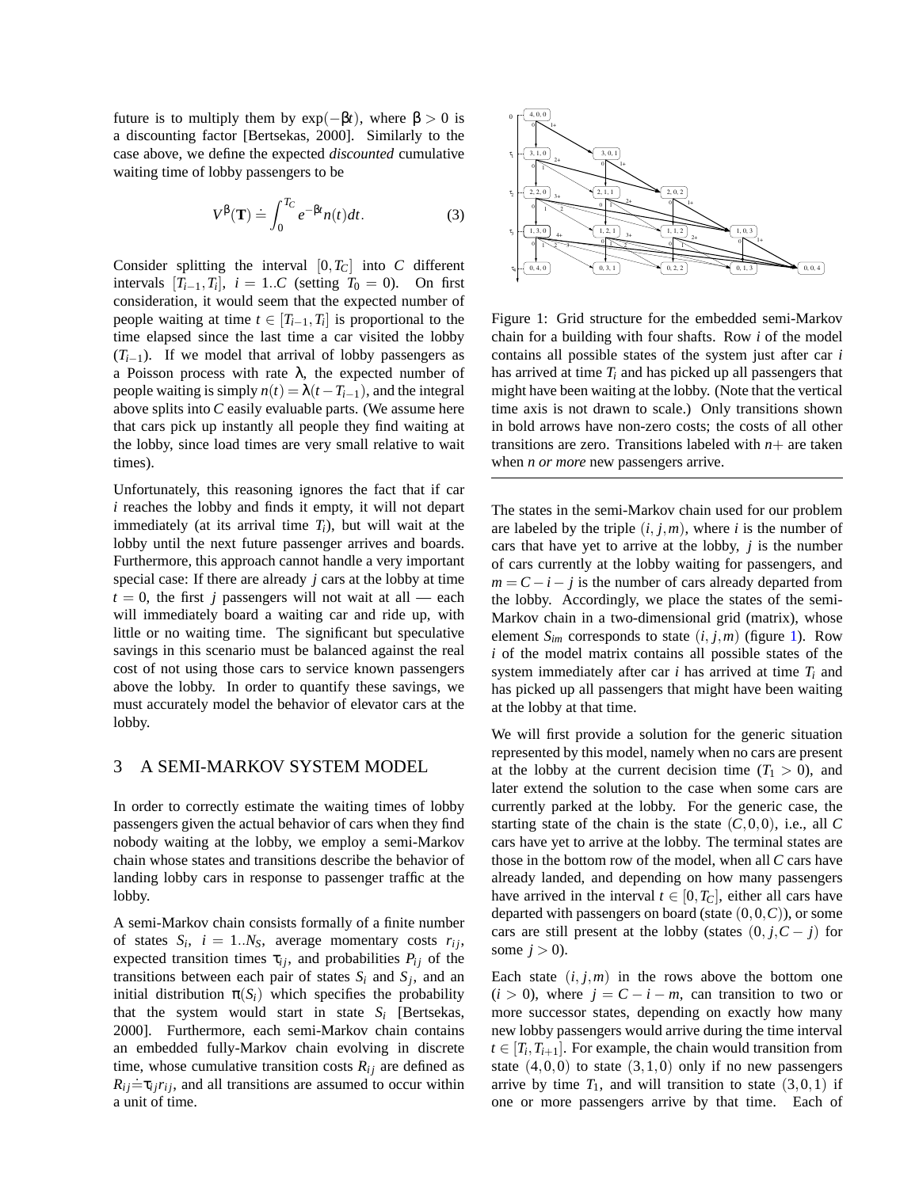future is to multiply them by $\exp(-\beta t)$, where $\beta > 0$ is a discounting factor [Bertsekas, 2000]. Similarly to the case above, we define the expected *discounted* cumulative waiting time of lobby passengers to be

$$V^{\beta}(\mathbf{T}) \doteq \int_0^{T_C} e^{-\beta t} n(t) dt. \qquad (3)$$

Consider splitting the interval $[0, T_C]$ into $C$ different intervals $[T_{i-1}, T_i]$, $i = 1..C$ (setting $T_0 = 0$). On first consideration, it would seem that the expected number of people waiting at time $t \in [T_{i-1}, T_i]$ is proportional to the time elapsed since the last time a car visited the lobby ($T_{i-1}$). If we model that arrival of lobby passengers as a Poisson process with rate $\lambda$, the expected number of people waiting is simply $n(t) = \lambda(t - T_{i-1})$, and the integral above splits into $C$ easily evaluable parts. (We assume here that cars pick up instantly all people they find waiting at the lobby, since load times are very small relative to wait times).

Unfortunately, this reasoning ignores the fact that if car $i$ reaches the lobby and finds it empty, it will not depart immediately (at its arrival time $T_i$), but will wait at the lobby until the next future passenger arrives and boards. Furthermore, this approach cannot handle a very important special case: If there are already $j$ cars at the lobby at time $t = 0$, the first $j$ passengers will not wait at all — each will immediately board a waiting car and ride up, with little or no waiting time. The significant but speculative savings in this scenario must be balanced against the real cost of not using those cars to service known passengers above the lobby. In order to quantify these savings, we must accurately model the behavior of elevator cars at the lobby.

## 3 A SEMI-MARKOV SYSTEM MODEL

In order to correctly estimate the waiting times of lobby passengers given the actual behavior of cars when they find nobody waiting at the lobby, we employ a semi-Markov chain whose states and transitions describe the behavior of landing lobby cars in response to passenger traffic at the lobby.

A semi-Markov chain consists formally of a finite number of states $S_i$, $i = 1..N_S$, average momentary costs $r_{ij}$, expected transition times $\tau_{ij}$, and probabilities $P_{ij}$ of the transitions between each pair of states $S_i$ and $S_j$, and an initial distribution $\pi(S_i)$ which specifies the probability that the system would start in state $S_i$ [Bertsekas, 2000]. Furthermore, each semi-Markov chain contains an embedded fully-Markov chain evolving in discrete time, whose cumulative transition costs $R_{ij}$ are defined as $R_{ij} \doteq \tau_{ij} r_{ij}$, and all transitions are assumed to occur within a unit of time.

Figure 1: Grid structure for the embedded semi-Markov chain for a building with four shafts. Row $i$ of the model contains all possible states of the system just after car $i$ has arrived at time $T_i$ and has picked up all passengers that might have been waiting at the lobby. (Note that the vertical time axis is not drawn to scale.) Only transitions shown in bold arrows have non-zero costs; the costs of all other transitions are zero. Transitions labeled with $n+$ are taken when *n or more* new passengers arrive.

The states in the semi-Markov chain used for our problem are labeled by the triple $(i, j, m)$, where $i$ is the number of cars that have yet to arrive at the lobby, $j$ is the number of cars currently at the lobby waiting for passengers, and $m = C - i - j$ is the number of cars already departed from the lobby. Accordingly, we place the states of the semi-Markov chain in a two-dimensional grid (matrix), whose element $S_{im}$ corresponds to state $(i, j, m)$ (figure 1). Row $i$ of the model matrix contains all possible states of the system immediately after car $i$ has arrived at time $T_i$ and has picked up all passengers that might have been waiting at the lobby at that time.

We will first provide a solution for the generic situation represented by this model, namely when no cars are present at the lobby at the current decision time ($T_1 > 0$), and later extend the solution to the case when some cars are currently parked at the lobby. For the generic case, the starting state of the chain is the state $(C, 0, 0)$, i.e., all $C$ cars have yet to arrive at the lobby. The terminal states are those in the bottom row of the model, when all $C$ cars have already landed, and depending on how many passengers have arrived in the interval $t \in [0, T_C]$, either all cars have departed with passengers on board (state $(0, 0, C)$), or some cars are still present at the lobby (states $(0, j, C - j)$ for some $j > 0$).

Each state $(i, j, m)$ in the rows above the bottom one ($i > 0$), where $j = C - i - m$, can transition to two or more successor states, depending on exactly how many new lobby passengers would arrive during the time interval $t \in [T_i, T_{i+1}]$. For example, the chain would transition from state $(4, 0, 0)$ to state $(3, 1, 0)$ only if no new passengers arrive by time $T_1$, and will transition to state $(3, 0, 1)$ if one or more passengers arrive by that time. Each of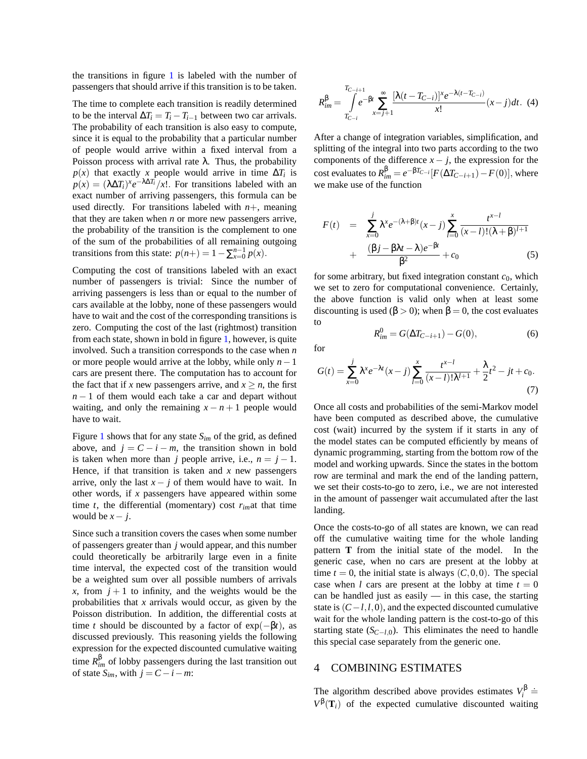the transitions in figure 1 is labeled with the number of passengers that should arrive if this transition is to be taken.

The time to complete each transition is readily determined to be the interval $\Delta T_i = T_i - T_{i-1}$ between two car arrivals. The probability of each transition is also easy to compute, since it is equal to the probability that a particular number of people would arrive within a fixed interval from a Poisson process with arrival rate $\lambda$. Thus, the probability $p(x)$ that exactly $x$ people would arrive in time $\Delta T_i$ is $p(x) = (\lambda \Delta T_i)^x e^{-\lambda \Delta T_i}/x!$. For transitions labeled with an exact number of arriving passengers, this formula can be used directly. For transitions labeled with $n+$, meaning that they are taken when $n$ or more new passengers arrive, the probability of the transition is the complement to one of the sum of the probabilities of all remaining outgoing transitions from this state: $p(n+) = 1 - \sum_{x=0}^{n-1} p(x)$.

Computing the cost of transitions labeled with an exact number of passengers is trivial: Since the number of arriving passengers is less than or equal to the number of cars available at the lobby, none of these passengers would have to wait and the cost of the corresponding transitions is zero. Computing the cost of the last (rightmost) transition from each state, shown in bold in figure 1, however, is quite involved. Such a transition corresponds to the case when $n$ or more people would arrive at the lobby, while only $n-1$ cars are present there. The computation has to account for the fact that if $x$ new passengers arrive, and $x \geq n$, the first $n-1$ of them would each take a car and depart without waiting, and only the remaining $x-n+1$ people would have to wait.

Figure 1 shows that for any state $S_{im}$ of the grid, as defined above, and $j = C - i - m$, the transition shown in bold is taken when more than $j$ people arrive, i.e., $n = j - 1$. Hence, if that transition is taken and $x$ new passengers arrive, only the last $x - j$ of them would have to wait. In other words, if $x$ passengers have appeared within some time $t$, the differential (momentary) cost $r_{im}$at that time would be $x - j$.

Since such a transition covers the cases when some number of passengers greater than $j$ would appear, and this number could theoretically be arbitrarily large even in a finite time interval, the expected cost of the transition would be a weighted sum over all possible numbers of arrivals $x$, from $j+1$ to infinity, and the weights would be the probabilities that $x$ arrivals would occur, as given by the Poisson distribution. In addition, the differential costs at time $t$ should be discounted by a factor of $\exp(-\beta t)$, as discussed previously. This reasoning yields the following expression for the expected discounted cumulative waiting time $R^{\beta}_{im}$ of lobby passengers during the last transition out of state $S_{im}$, with $j = C - i - m$:

$$R^{\beta}_{im} = \int_{T_{C-i}}^{T_{C-i+1}} e^{-\beta t} \sum_{x=j+1}^{\infty} \frac{[\lambda(t - T_{C-i})]^x e^{-\lambda(t - T_{C-i})}}{x!} (x - j) dt. \quad (4)$$

After a change of integration variables, simplification, and splitting of the integral into two parts according to the two components of the difference $x - j$, the expression for the cost evaluates to $R^{\beta}_{im} = e^{-\beta T_{C-i}} [F(\Delta T_{C-i+1}) - F(0)]$, where we make use of the function

$$\begin{aligned} F(t) &= \sum_{x=0}^{j} \lambda^x e^{-(\lambda+\beta)t} (x - j) \sum_{l=0}^{x} \frac{t^{x-l}}{(x-l)!(\lambda+\beta)^{l+1}} \\ &+ \frac{(\beta j - \beta \lambda t - \lambda) e^{-\beta t}}{\beta^2} + c_0 \end{aligned} \quad (5)$$

for some arbitrary, but fixed integration constant $c_0$, which we set to zero for computational convenience. Certainly, the above function is valid only when at least some discounting is used ($\beta > 0$); when $\beta = 0$, the cost evaluates to

$$R^0_{im} = G(\Delta T_{C-i+1}) - G(0), \quad (6)$$

for

$$G(t) = \sum_{x=0}^{j} \lambda^x e^{-\lambda t} (x - j) \sum_{l=0}^{x} \frac{t^{x-l}}{(x-l)! \lambda^{l+1}} + \frac{\lambda}{2} t^2 - jt + c_0. \quad (7)$$

Once all costs and probabilities of the semi-Markov model have been computed as described above, the cumulative cost (wait) incurred by the system if it starts in any of the model states can be computed efficiently by means of dynamic programming, starting from the bottom row of the model and working upwards. Since the states in the bottom row are terminal and mark the end of the landing pattern, we set their costs-to-go to zero, i.e., we are not interested in the amount of passenger wait accumulated after the last landing.

Once the costs-to-go of all states are known, we can read off the cumulative waiting time for the whole landing pattern $\mathbf{T}$ from the initial state of the model. In the generic case, when no cars are present at the lobby at time $t = 0$, the initial state is always $(C, 0, 0)$. The special case when $l$ cars are present at the lobby at time $t = 0$ can be handled just as easily — in this case, the starting state is $(C - l, l, 0)$, and the expected discounted cumulative wait for the whole landing pattern is the cost-to-go of this starting state ($S_{C-l,0}$). This eliminates the need to handle this special case separately from the generic one.

# 4 COMBINING ESTIMATES

The algorithm described above provides estimates $V^{\beta}_i \doteq V^{\beta}(\mathbf{T}_i)$ of the expected cumulative discounted waiting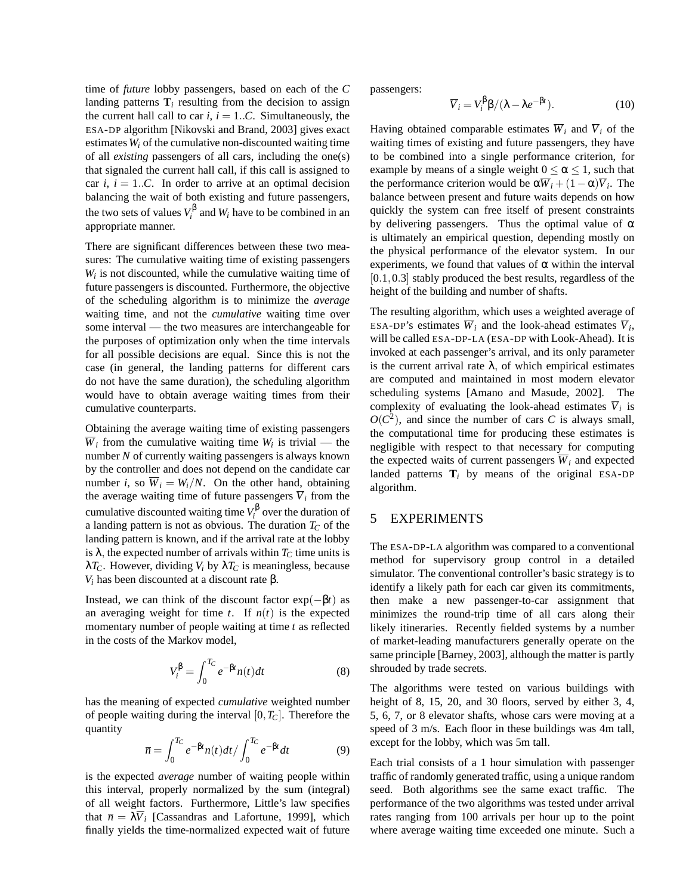time of *future* lobby passengers, based on each of the $C$ landing patterns $\mathbf{T}_i$ resulting from the decision to assign the current hall call to car $i$, $i = 1..C$. Simultaneously, the ESA-DP algorithm [Nikovski and Brand, 2003] gives exact estimates $W_i$ of the cumulative non-discounted waiting time of all *existing* passengers of all cars, including the one(s) that signaled the current hall call, if this call is assigned to car $i$, $i = 1..C$. In order to arrive at an optimal decision balancing the wait of both existing and future passengers, the two sets of values $V_i^\beta$ and $W_i$ have to be combined in an appropriate manner.

There are significant differences between these two measures: The cumulative waiting time of existing passengers $W_i$ is not discounted, while the cumulative waiting time of future passengers is discounted. Furthermore, the objective of the scheduling algorithm is to minimize the *average* waiting time, and not the *cumulative* waiting time over some interval — the two measures are interchangeable for the purposes of optimization only when the time intervals for all possible decisions are equal. Since this is not the case (in general, the landing patterns for different cars do not have the same duration), the scheduling algorithm would have to obtain average waiting times from their cumulative counterparts.

Obtaining the average waiting time of existing passengers $\overline{W}_i$ from the cumulative waiting time $W_i$ is trivial — the number $N$ of currently waiting passengers is always known by the controller and does not depend on the candidate car number $i$, so $\overline{W}_i = W_i/N$. On the other hand, obtaining the average waiting time of future passengers $\overline{V}_i$ from the cumulative discounted waiting time $V_i^\beta$ over the duration of a landing pattern is not as obvious. The duration $T_C$ of the landing pattern is known, and if the arrival rate at the lobby is $\lambda$, the expected number of arrivals within $T_C$ time units is $\lambda T_C$. However, dividing $V_i$ by $\lambda T_C$ is meaningless, because $V_i$ has been discounted at a discount rate $\beta$.

Instead, we can think of the discount factor $\exp(-\beta t)$ as an averaging weight for time $t$. If $n(t)$ is the expected momentary number of people waiting at time $t$ as reflected in the costs of the Markov model,

$$V_i^\beta = \int_0^{T_C} e^{-\beta t} n(t) dt \tag{8}$$

has the meaning of expected *cumulative* weighted number of people waiting during the interval $[0, T_C]$. Therefore the quantity

$$\overline{n} = \int_0^{T_C} e^{-\beta t} n(t) dt / \int_0^{T_C} e^{-\beta t} dt \tag{9}$$

is the expected *average* number of waiting people within this interval, properly normalized by the sum (integral) of all weight factors. Furthermore, Little's law specifies that $\overline{n} = \lambda \overline{V}_i$ [Cassandras and Lafortune, 1999], which finally yields the time-normalized expected wait of future passengers:

$$\overline{V}_i = V_i^\beta \beta / (\lambda - \lambda e^{-\beta t}). \tag{10}$$

Having obtained comparable estimates $\overline{W}_i$ and $\overline{V}_i$ of the waiting times of existing and future passengers, they have to be combined into a single performance criterion, for example by means of a single weight $0 \leq \alpha \leq 1$, such that the performance criterion would be $\alpha \overline{W}_i + (1-\alpha)\overline{V}_i$. The balance between present and future waits depends on how quickly the system can free itself of present constraints by delivering passengers. Thus the optimal value of $\alpha$ is ultimately an empirical question, depending mostly on the physical performance of the elevator system. In our experiments, we found that values of $\alpha$ within the interval $[0.1, 0.3]$ stably produced the best results, regardless of the height of the building and number of shafts.

The resulting algorithm, which uses a weighted average of ESA-DP's estimates $\overline{W}_i$ and the look-ahead estimates $\overline{V}_i$, will be called ESA-DP-LA (ESA-DP with Look-Ahead). It is invoked at each passenger's arrival, and its only parameter is the current arrival rate $\lambda$, of which empirical estimates are computed and maintained in most modern elevator scheduling systems [Amano and Masude, 2002]. The complexity of evaluating the look-ahead estimates $\overline{V}_i$ is $O(C^2)$, and since the number of cars $C$ is always small, the computational time for producing these estimates is negligible with respect to that necessary for computing the expected waits of current passengers $\overline{W}_i$ and expected landed patterns $\mathbf{T}_i$ by means of the original ESA-DP algorithm.

# 5 EXPERIMENTS

The ESA-DP-LA algorithm was compared to a conventional method for supervisory group control in a detailed simulator. The conventional controller's basic strategy is to identify a likely path for each car given its commitments, then make a new passenger-to-car assignment that minimizes the round-trip time of all cars along their likely itineraries. Recently fielded systems by a number of market-leading manufacturers generally operate on the same principle [Barney, 2003], although the matter is partly shrouded by trade secrets.

The algorithms were tested on various buildings with height of 8, 15, 20, and 30 floors, served by either 3, 4, 5, 6, 7, or 8 elevator shafts, whose cars were moving at a speed of 3 m/s. Each floor in these buildings was 4m tall, except for the lobby, which was 5m tall.

Each trial consists of a 1 hour simulation with passenger traffic of randomly generated traffic, using a unique random seed. Both algorithms see the same exact traffic. The performance of the two algorithms was tested under arrival rates ranging from 100 arrivals per hour up to the point where average waiting time exceeded one minute. Such a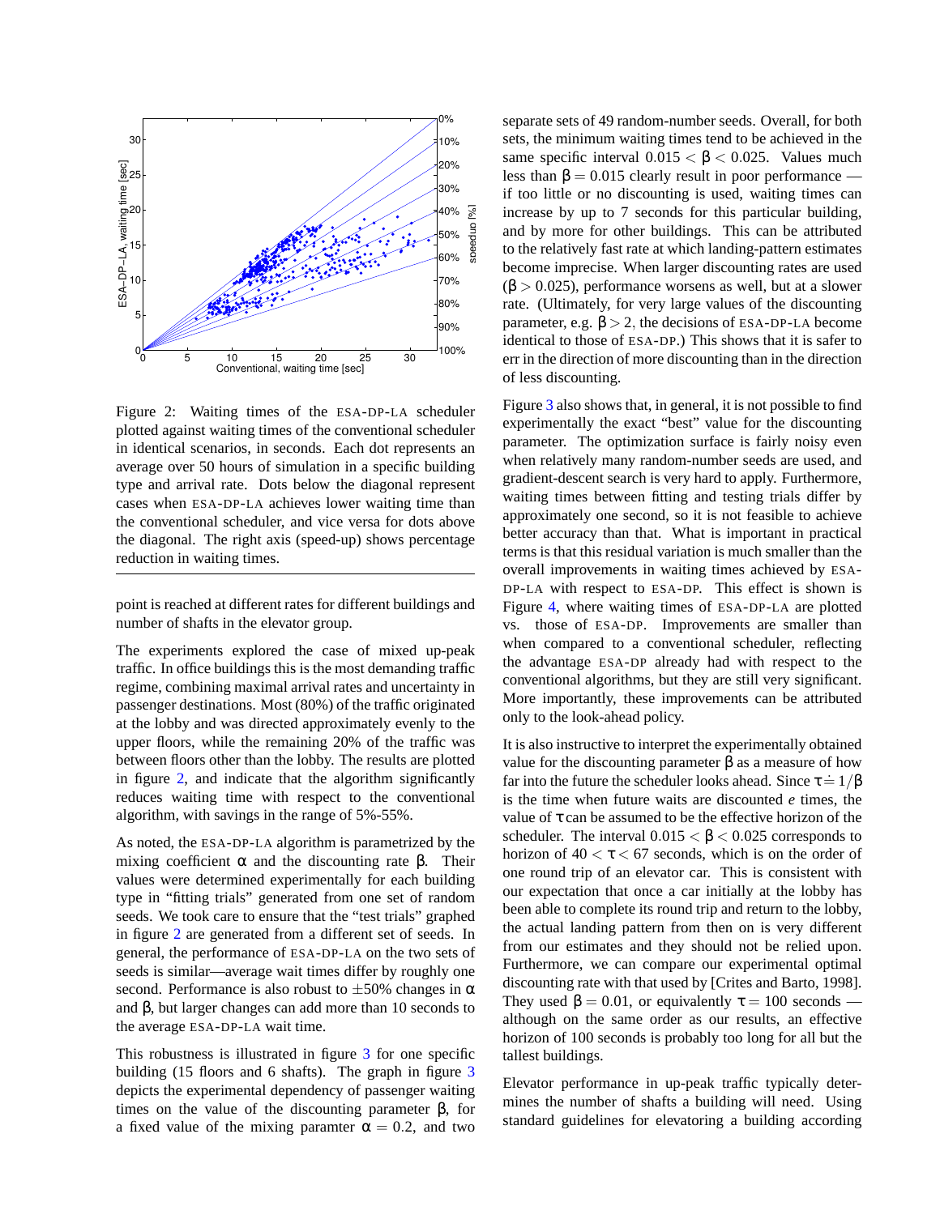Figure 2: Waiting times of the ESA-DP-LA scheduler plotted against waiting times of the conventional scheduler in identical scenarios, in seconds. Each dot represents an average over 50 hours of simulation in a specific building type and arrival rate. Dots below the diagonal represent cases when ESA-DP-LA achieves lower waiting time than the conventional scheduler, and vice versa for dots above the diagonal. The right axis (speed-up) shows percentage reduction in waiting times.

point is reached at different rates for different buildings and number of shafts in the elevator group.

The experiments explored the case of mixed up-peak traffic. In office buildings this is the most demanding traffic regime, combining maximal arrival rates and uncertainty in passenger destinations. Most (80%) of the traffic originated at the lobby and was directed approximately evenly to the upper floors, while the remaining 20% of the traffic was between floors other than the lobby. The results are plotted in figure 2, and indicate that the algorithm significantly reduces waiting time with respect to the conventional algorithm, with savings in the range of 5%-55%.

As noted, the ESA-DP-LA algorithm is parametrized by the mixing coefficient $\alpha$ and the discounting rate $\beta$. Their values were determined experimentally for each building type in "fitting trials" generated from one set of random seeds. We took care to ensure that the "test trials" graphed in figure 2 are generated from a different set of seeds. In general, the performance of ESA-DP-LA on the two sets of seeds is similar—average wait times differ by roughly one second. Performance is also robust to $\pm 50\%$ changes in $\alpha$ and $\beta$, but larger changes can add more than 10 seconds to the average ESA-DP-LA wait time.

This robustness is illustrated in figure 3 for one specific building (15 floors and 6 shafts). The graph in figure 3 depicts the experimental dependency of passenger waiting times on the value of the discounting parameter $\beta$, for a fixed value of the mixing paramter $\alpha = 0.2$, and two separate sets of 49 random-number seeds. Overall, for both sets, the minimum waiting times tend to be achieved in the same specific interval $0.015 < \beta < 0.025$. Values much less than $\beta = 0.015$ clearly result in poor performance — if too little or no discounting is used, waiting times can increase by up to 7 seconds for this particular building, and by more for other buildings. This can be attributed to the relatively fast rate at which landing-pattern estimates become imprecise. When larger discounting rates are used ($\beta > 0.025$), performance worsens as well, but at a slower rate. (Ultimately, for very large values of the discounting parameter, e.g. $\beta > 2$, the decisions of ESA-DP-LA become identical to those of ESA-DP.) This shows that it is safer to err in the direction of more discounting than in the direction of less discounting.

Figure 3 also shows that, in general, it is not possible to find experimentally the exact "best" value for the discounting parameter. The optimization surface is fairly noisy even when relatively many random-number seeds are used, and gradient-descent search is very hard to apply. Furthermore, waiting times between fitting and testing trials differ by approximately one second, so it is not feasible to achieve better accuracy than that. What is important in practical terms is that this residual variation is much smaller than the overall improvements in waiting times achieved by ESA-DP-LA with respect to ESA-DP. This effect is shown is Figure 4, where waiting times of ESA-DP-LA are plotted vs. those of ESA-DP. Improvements are smaller than when compared to a conventional scheduler, reflecting the advantage ESA-DP already had with respect to the conventional algorithms, but they are still very significant. More importantly, these improvements can be attributed only to the look-ahead policy.

It is also instructive to interpret the experimentally obtained value for the discounting parameter $\beta$ as a measure of how far into the future the scheduler looks ahead. Since $\tau \doteq 1/\beta$ is the time when future waits are discounted $e$ times, the value of $\tau$ can be assumed to be the effective horizon of the scheduler. The interval $0.015 < \beta < 0.025$ corresponds to horizon of $40 < \tau < 67$ seconds, which is on the order of one round trip of an elevator car. This is consistent with our expectation that once a car initially at the lobby has been able to complete its round trip and return to the lobby, the actual landing pattern from then on is very different from our estimates and they should not be relied upon. Furthermore, we can compare our experimental optimal discounting rate with that used by [Crites and Barto, 1998]. They used $\beta = 0.01$, or equivalently $\tau = 100$ seconds — although on the same order as our results, an effective horizon of 100 seconds is probably too long for all but the tallest buildings.

Elevator performance in up-peak traffic typically determines the number of shafts a building will need. Using standard guidelines for elevatoring a building according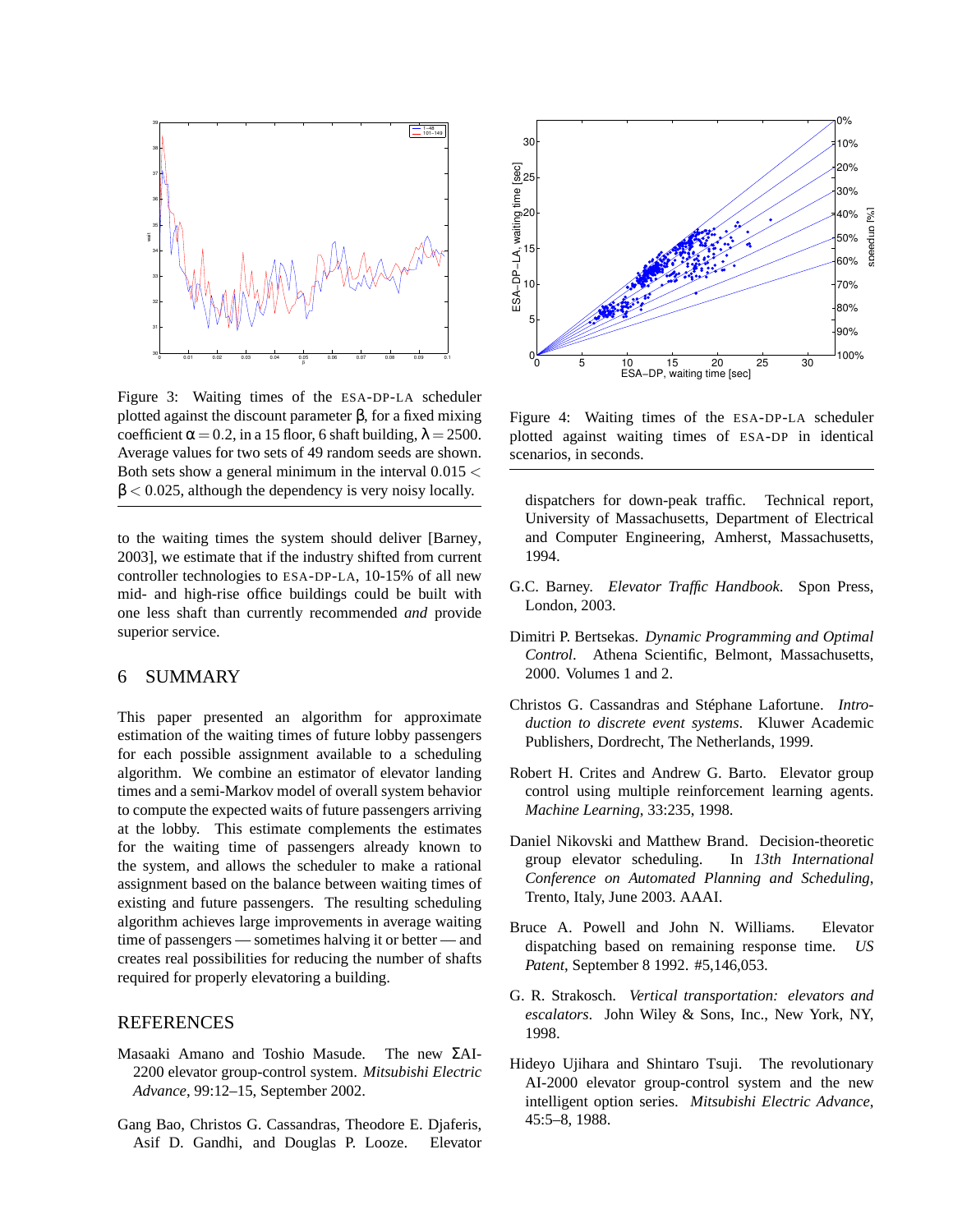1–48
101–149

wait

β

Figure 3: Waiting times of the ESA-DP-LA scheduler plotted against the discount parameter $\beta$, for a fixed mixing coefficient $\alpha = 0.2$, in a 15 floor, 6 shaft building, $\lambda = 2500$. Average values for two sets of 49 random seeds are shown. Both sets show a general minimum in the interval $0.015 < \beta < 0.025$, although the dependency is very noisy locally.

ESA–DP–LA, waiting time [sec]

ESA–DP, waiting time [sec]

speedup [%]

0%
10%
20%
30%
40%
50%
60%
70%
80%
90%
100%

Figure 4: Waiting times of the ESA-DP-LA scheduler plotted against waiting times of ESA-DP in identical scenarios, in seconds.

to the waiting times the system should deliver [Barney, 2003], we estimate that if the industry shifted from current controller technologies to ESA-DP-LA, 10-15% of all new mid- and high-rise office buildings could be built with one less shaft than currently recommended *and* provide superior service.

## 6 SUMMARY

This paper presented an algorithm for approximate estimation of the waiting times of future lobby passengers for each possible assignment available to a scheduling algorithm. We combine an estimator of elevator landing times and a semi-Markov model of overall system behavior to compute the expected waits of future passengers arriving at the lobby. This estimate complements the estimates for the waiting time of passengers already known to the system, and allows the scheduler to make a rational assignment based on the balance between waiting times of existing and future passengers. The resulting scheduling algorithm achieves large improvements in average waiting time of passengers — sometimes halving it or better — and creates real possibilities for reducing the number of shafts required for properly elevatoring a building.

## REFERENCES

Masaaki Amano and Toshio Masude. The new ΣAI-2200 elevator group-control system. *Mitsubishi Electric Advance*, 99:12–15, September 2002.

Gang Bao, Christos G. Cassandras, Theodore E. Djaferis, Asif D. Gandhi, and Douglas P. Looze. Elevator dispatchers for down-peak traffic. Technical report, University of Massachusetts, Department of Electrical and Computer Engineering, Amherst, Massachusetts, 1994.

G.C. Barney. *Elevator Traffic Handbook*. Spon Press, London, 2003.

Dimitri P. Bertsekas. *Dynamic Programming and Optimal Control*. Athena Scientific, Belmont, Massachusetts, 2000. Volumes 1 and 2.

Christos G. Cassandras and Stéphane Lafortune. *Introduction to discrete event systems*. Kluwer Academic Publishers, Dordrecht, The Netherlands, 1999.

Robert H. Crites and Andrew G. Barto. Elevator group control using multiple reinforcement learning agents. *Machine Learning*, 33:235, 1998.

Daniel Nikovski and Matthew Brand. Decision-theoretic group elevator scheduling. In *13th International Conference on Automated Planning and Scheduling*, Trento, Italy, June 2003. AAAI.

Bruce A. Powell and John N. Williams. Elevator dispatching based on remaining response time. *US Patent*, September 8 1992. #5,146,053.

G. R. Strakosch. *Vertical transportation: elevators and escalators*. John Wiley & Sons, Inc., New York, NY, 1998.

Hideyo Ujihara and Shintaro Tsuji. The revolutionary AI-2000 elevator group-control system and the new intelligent option series. *Mitsubishi Electric Advance*, 45:5–8, 1988.